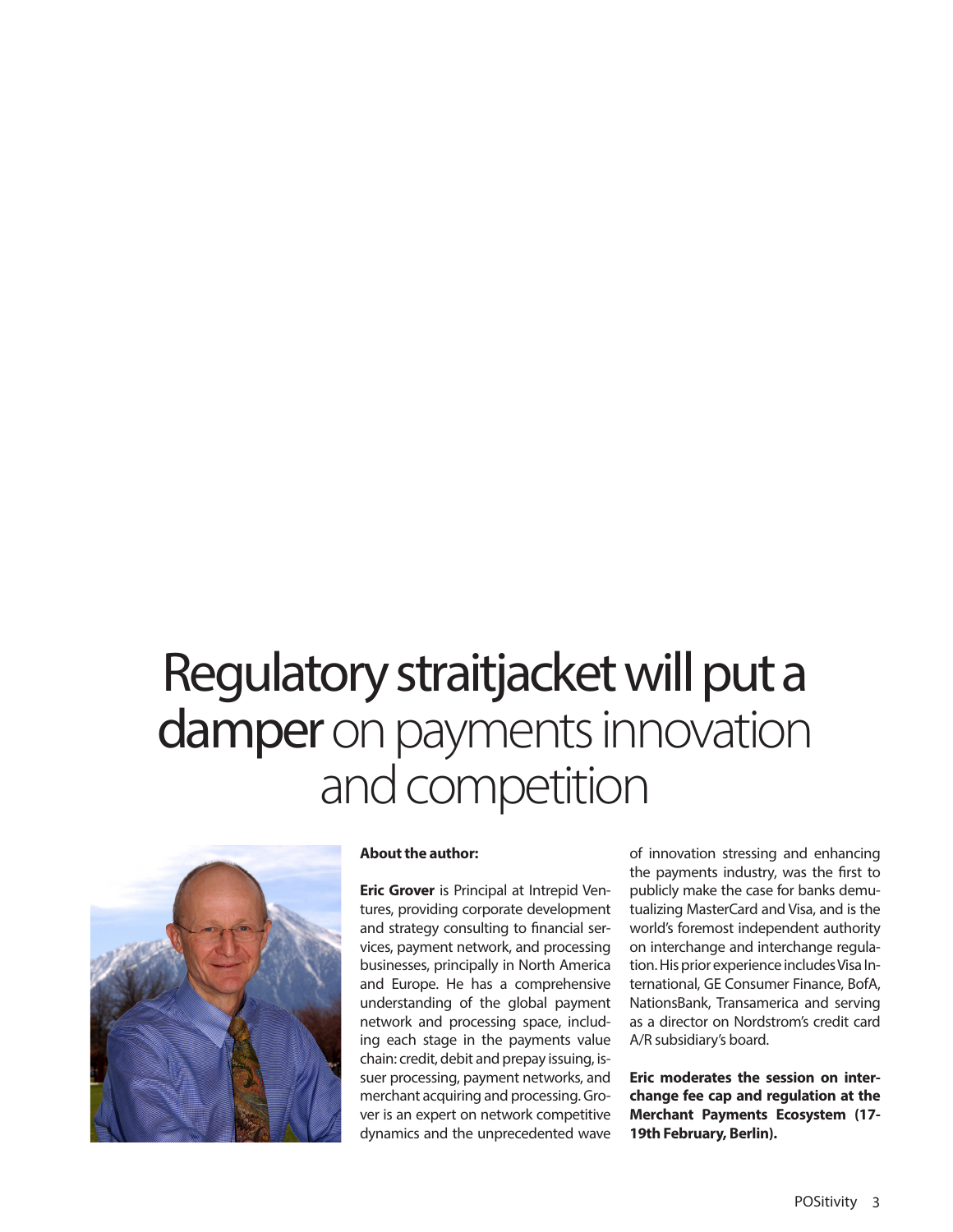# Regulatory straitjacket will put a damper on payments innovation and competition

**About the author:**

**Eric Grover** is Principal at Intrepid Ventures, providing corporate development and strategy consulting to financial services, payment network, and processing businesses, principally in North America and Europe. He has a comprehensive understanding of the global payment network and processing space, including each stage in the payments value chain: credit, debit and prepay issuing, issuer processing, payment networks, and merchant acquiring and processing. Grover is an expert on network competitive dynamics and the unprecedented wave of innovation stressing and enhancing the payments industry, was the first to publicly make the case for banks demutualizing MasterCard and Visa, and is the world's foremost independent authority on interchange and interchange regulation. His prior experience includes Visa International, GE Consumer Finance, BofA, NationsBank, Transamerica and serving as a director on Nordstrom's credit card A/R subsidiary's board.

**Eric moderates the session on interchange fee cap and regulation at the Merchant Payments Ecosystem (17-19th February, Berlin).**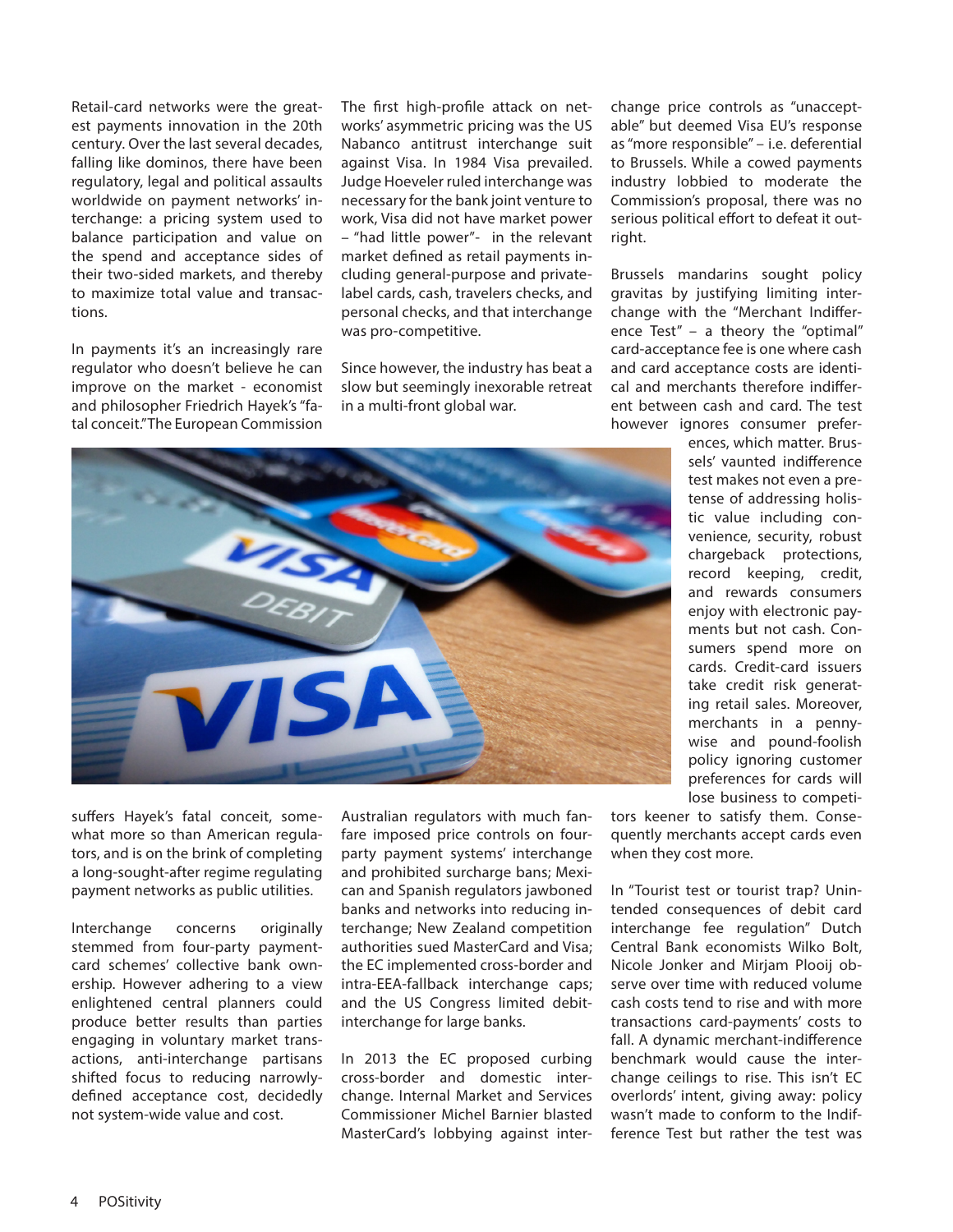Retail-card networks were the greatest payments innovation in the 20th century. Over the last several decades, falling like dominos, there have been regulatory, legal and political assaults worldwide on payment networks' interchange: a pricing system used to balance participation and value on the spend and acceptance sides of their two-sided markets, and thereby to maximize total value and transactions.

In payments it's an increasingly rare regulator who doesn't believe he can improve on the market - economist and philosopher Friedrich Hayek's "fatal conceit." The European Commission suffers Hayek's fatal conceit, somewhat more so than American regulators, and is on the brink of completing a long-sought-after regime regulating payment networks as public utilities.

Interchange concerns originally stemmed from four-party payment-card schemes' collective bank ownership. However adhering to a view enlightened central planners could produce better results than parties engaging in voluntary market transactions, anti-interchange partisans shifted focus to reducing narrowly-defined acceptance cost, decidedly not system-wide value and cost.

The first high-profile attack on networks' asymmetric pricing was the US Nabanco antitrust interchange suit against Visa. In 1984 Visa prevailed. Judge Hoeveler ruled interchange was necessary for the bank joint venture to work, Visa did not have market power – "had little power"- in the relevant market defined as retail payments including general-purpose and private-label cards, cash, travelers checks, and personal checks, and that interchange was pro-competitive.

Since however, the industry has beat a slow but seemingly inexorable retreat in a multi-front global war.

Australian regulators with much fanfare imposed price controls on four-party payment systems' interchange and prohibited surcharge bans; Mexican and Spanish regulators jawboned banks and networks into reducing interchange; New Zealand competition authorities sued MasterCard and Visa; the EC implemented cross-border and intra-EEA-fallback interchange caps; and the US Congress limited debit-interchange for large banks.

In 2013 the EC proposed curbing cross-border and domestic interchange. Internal Market and Services Commissioner Michel Barnier blasted MasterCard's lobbying against interchange price controls as "unacceptable" but deemed Visa EU's response as "more responsible" – i.e. deferential to Brussels. While a cowed payments industry lobbied to moderate the Commission's proposal, there was no serious political effort to defeat it outright.

Brussels mandarins sought policy gravitas by justifying limiting interchange with the "Merchant Indifference Test" – a theory the "optimal" card-acceptance fee is one where cash and card acceptance costs are identical and merchants therefore indifferent between cash and card. The test however ignores consumer preferences, which matter. Brussels' vaunted indifference test makes not even a pretense of addressing holistic value including convenience, security, robust chargeback protections, record keeping, credit, and rewards consumers enjoy with electronic payments but not cash. Consumers spend more on cards. Credit-card issuers take credit risk generating retail sales. Moreover, merchants in a penny-wise and pound-foolish policy ignoring customer preferences for cards will lose business to competitors keener to satisfy them. Consequently merchants accept cards even when they cost more.

In "Tourist test or tourist trap? Unintended consequences of debit card interchange fee regulation" Dutch Central Bank economists Wilko Bolt, Nicole Jonker and Mirjam Plooij observe over time with reduced volume cash costs tend to rise and with more transactions card-payments' costs to fall. A dynamic merchant-indifference benchmark would cause the interchange ceilings to rise. This isn't EC overlords' intent, giving away: policy wasn't made to conform to the Indifference Test but rather the test was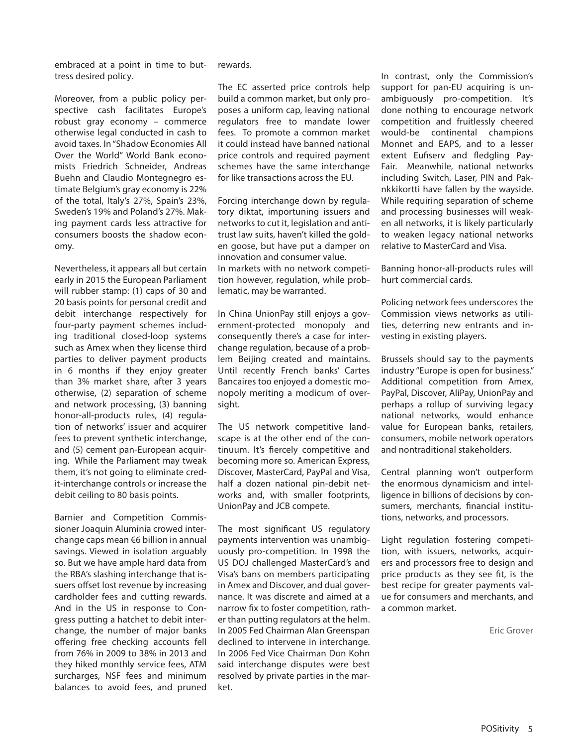embraced at a point in time to buttress desired policy.

Moreover, from a public policy perspective cash facilitates Europe's robust gray economy – commerce otherwise legal conducted in cash to avoid taxes. In "Shadow Economies All Over the World" World Bank economists Friedrich Schneider, Andreas Buehn and Claudio Montegnegro estimate Belgium's gray economy is 22% of the total, Italy's 27%, Spain's 23%, Sweden's 19% and Poland's 27%. Making payment cards less attractive for consumers boosts the shadow economy.

Nevertheless, it appears all but certain early in 2015 the European Parliament will rubber stamp: (1) caps of 30 and 20 basis points for personal credit and debit interchange respectively for four-party payment schemes including traditional closed-loop systems such as Amex when they license third parties to deliver payment products in 6 months if they enjoy greater than 3% market share, after 3 years otherwise, (2) separation of scheme and network processing, (3) banning honor-all-products rules, (4) regulation of networks' issuer and acquirer fees to prevent synthetic interchange, and (5) cement pan-European acquiring. While the Parliament may tweak them, it's not going to eliminate credit-interchange controls or increase the debit ceiling to 80 basis points.

Barnier and Competition Commissioner Joaquin Aluminia crowed interchange caps mean €6 billion in annual savings. Viewed in isolation arguably so. But we have ample hard data from the RBA's slashing interchange that issuers offset lost revenue by increasing cardholder fees and cutting rewards. And in the US in response to Congress putting a hatchet to debit interchange, the number of major banks offering free checking accounts fell from 76% in 2009 to 38% in 2013 and they hiked monthly service fees, ATM surcharges, NSF fees and minimum balances to avoid fees, and pruned rewards.

The EC asserted price controls help build a common market, but only proposes a uniform cap, leaving national regulators free to mandate lower fees. To promote a common market it could instead have banned national price controls and required payment schemes have the same interchange for like transactions across the EU.

Forcing interchange down by regulatory diktat, importuning issuers and networks to cut it, legislation and antitrust law suits, haven't killed the golden goose, but have put a damper on innovation and consumer value.
In markets with no network competition however, regulation, while problematic, may be warranted.

In China UnionPay still enjoys a government-protected monopoly and consequently there's a case for interchange regulation, because of a problem Beijing created and maintains. Until recently French banks' Cartes Bancaires too enjoyed a domestic monopoly meriting a modicum of oversight.

The US network competitive landscape is at the other end of the continuum. It's fiercely competitive and becoming more so. American Express, Discover, MasterCard, PayPal and Visa, half a dozen national pin-debit networks and, with smaller footprints, UnionPay and JCB compete.

The most significant US regulatory payments intervention was unambiguously pro-competition. In 1998 the US DOJ challenged MasterCard's and Visa's bans on members participating in Amex and Discover, and dual governance. It was discrete and aimed at a narrow fix to foster competition, rather than putting regulators at the helm. In 2005 Fed Chairman Alan Greenspan declined to intervene in interchange. In 2006 Fed Vice Chairman Don Kohn said interchange disputes were best resolved by private parties in the market.

In contrast, only the Commission's support for pan-EU acquiring is unambiguously pro-competition. It's done nothing to encourage network competition and fruitlessly cheered would-be continental champions Monnet and EAPS, and to a lesser extent Eufiserv and fledgling PayFair. Meanwhile, national networks including Switch, Laser, PIN and Paknkkikortti have fallen by the wayside. While requiring separation of scheme and processing businesses will weaken all networks, it is likely particularly to weaken legacy national networks relative to MasterCard and Visa.

Banning honor-all-products rules will hurt commercial cards.

Policing network fees underscores the Commission views networks as utilities, deterring new entrants and investing in existing players.

Brussels should say to the payments industry "Europe is open for business." Additional competition from Amex, PayPal, Discover, AliPay, UnionPay and perhaps a rollup of surviving legacy national networks, would enhance value for European banks, retailers, consumers, mobile network operators and nontraditional stakeholders.

Central planning won't outperform the enormous dynamicism and intelligence in billions of decisions by consumers, merchants, financial institutions, networks, and processors.

Light regulation fostering competition, with issuers, networks, acquirers and processors free to design and price products as they see fit, is the best recipe for greater payments value for consumers and merchants, and a common market.

Eric Grover